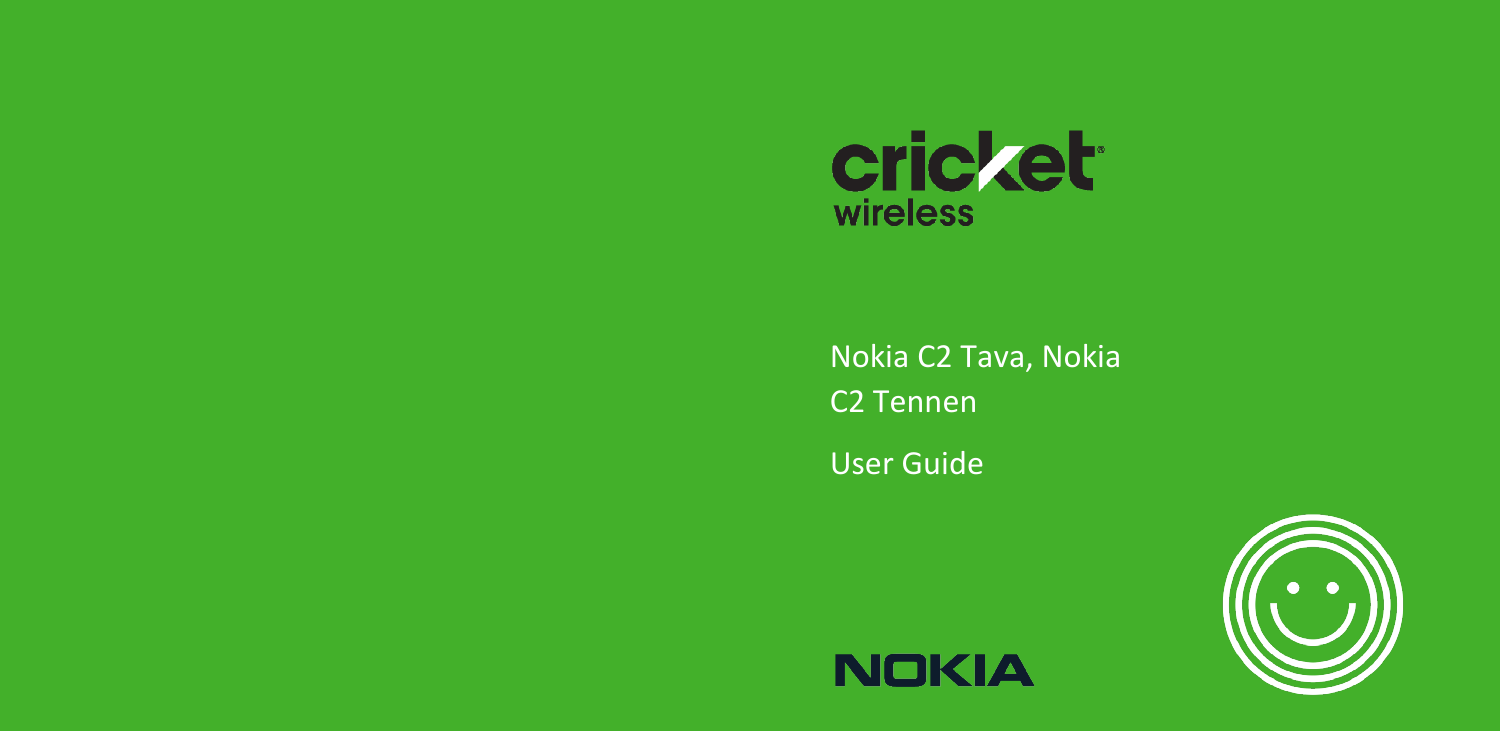cricket wireless

# Nokia C2 Tava, Nokia C2 Tennen

## User Guide

NOKIA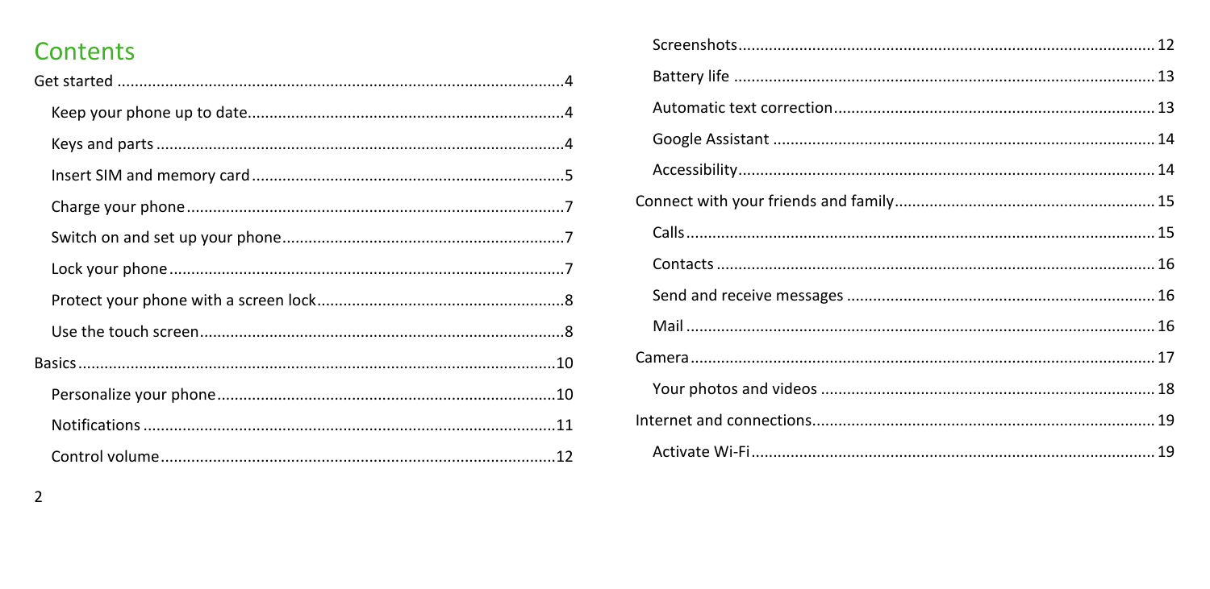# Contents

- Get started ... 4
  - Keep your phone up to date ... 4
  - Keys and parts ... 4
  - Insert SIM and memory card ... 5
  - Charge your phone ... 7
  - Switch on and set up your phone ... 7
  - Lock your phone ... 7
  - Protect your phone with a screen lock ... 8
  - Use the touch screen ... 8
- Basics ... 10
  - Personalize your phone ... 10
  - Notifications ... 11
  - Control volume ... 12
  - Screenshots ... 12
  - Battery life ... 13
  - Automatic text correction ... 13
  - Google Assistant ... 14
  - Accessibility ... 14
- Connect with your friends and family ... 15
  - Calls ... 15
  - Contacts ... 16
  - Send and receive messages ... 16
  - Mail ... 16
- Camera ... 17
  - Your photos and videos ... 18
- Internet and connections ... 19
  - Activate Wi-Fi ... 19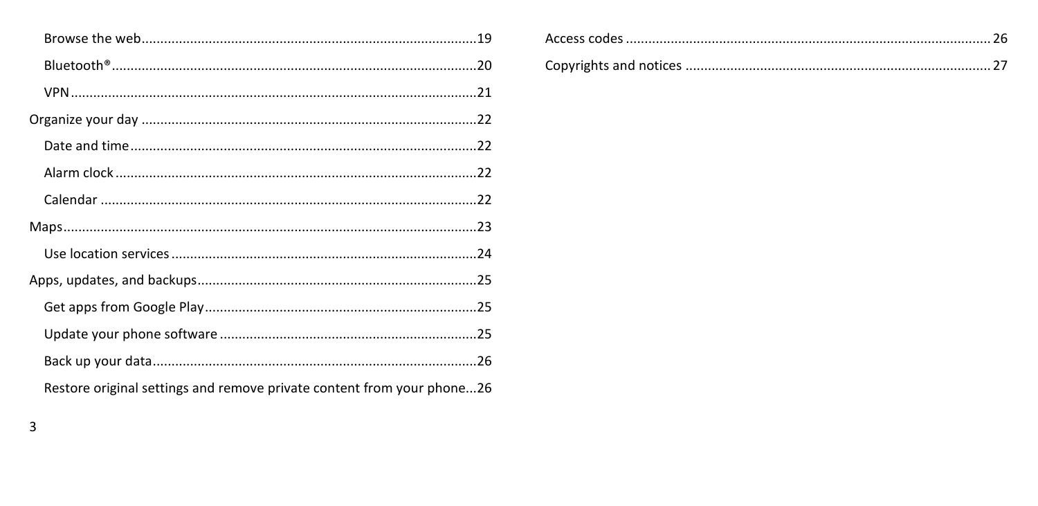- Browse the web ..... 19
- Bluetooth® ..... 20
- VPN ..... 21

Organize your day ..... 22

- Date and time ..... 22
- Alarm clock ..... 22
- Calendar ..... 22

Maps ..... 23

- Use location services ..... 24

Apps, updates, and backups ..... 25

- Get apps from Google Play ..... 25
- Update your phone software ..... 25
- Back up your data ..... 26
- Restore original settings and remove private content from your phone ..... 26

Access codes ..... 26

Copyrights and notices ..... 27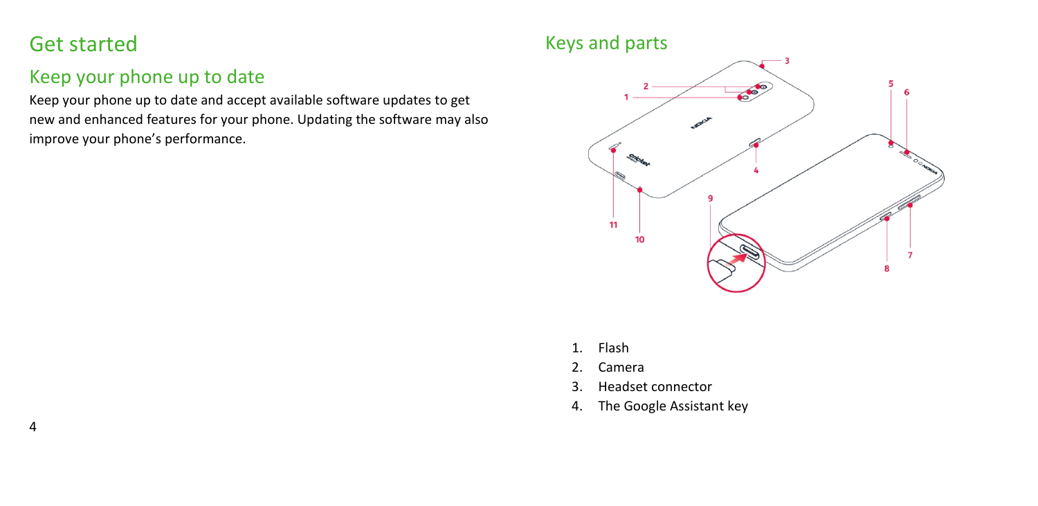# Get started

## Keep your phone up to date

Keep your phone up to date and accept available software updates to get new and enhanced features for your phone. Updating the software may also improve your phone's performance.

## Keys and parts

1. Flash
2. Camera
3. Headset connector
4. The Google Assistant key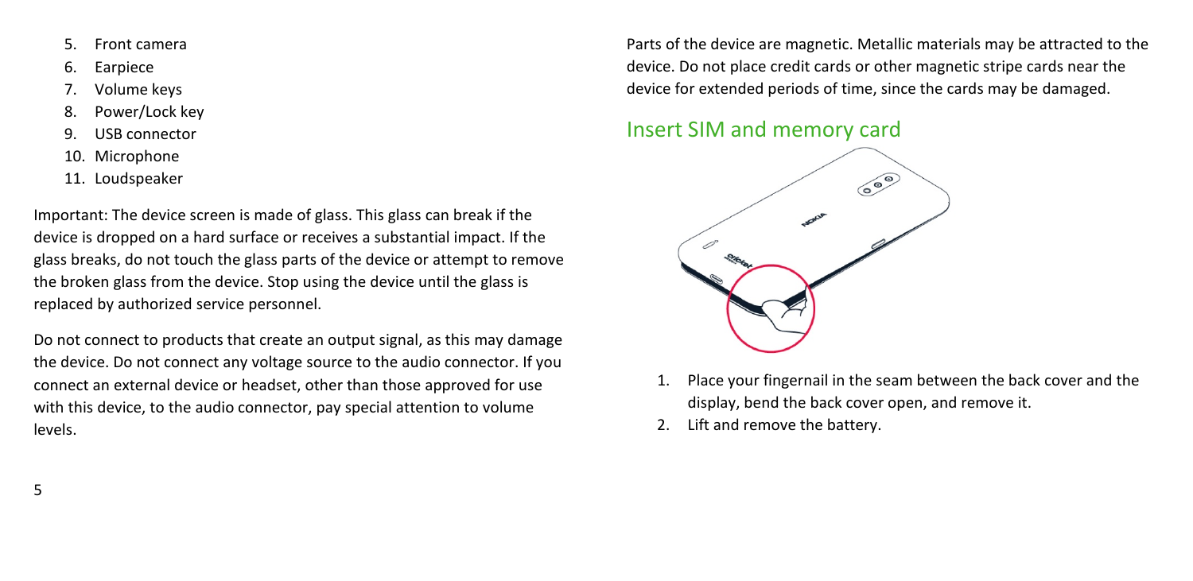5. Front camera
6. Earpiece
7. Volume keys
8. Power/Lock key
9. USB connector
10. Microphone
11. Loudspeaker

Important: The device screen is made of glass. This glass can break if the device is dropped on a hard surface or receives a substantial impact. If the glass breaks, do not touch the glass parts of the device or attempt to remove the broken glass from the device. Stop using the device until the glass is replaced by authorized service personnel.

Do not connect to products that create an output signal, as this may damage the device. Do not connect any voltage source to the audio connector. If you connect an external device or headset, other than those approved for use with this device, to the audio connector, pay special attention to volume levels.

Parts of the device are magnetic. Metallic materials may be attracted to the device. Do not place credit cards or other magnetic stripe cards near the device for extended periods of time, since the cards may be damaged.

## Insert SIM and memory card

1. Place your fingernail in the seam between the back cover and the display, bend the back cover open, and remove it.
2. Lift and remove the battery.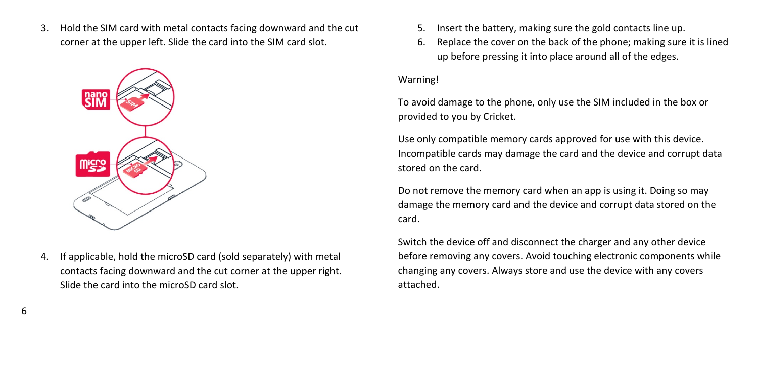3. Hold the SIM card with metal contacts facing downward and the cut corner at the upper left. Slide the card into the SIM card slot.

4. If applicable, hold the microSD card (sold separately) with metal contacts facing downward and the cut corner at the upper right. Slide the card into the microSD card slot.

5. Insert the battery, making sure the gold contacts line up.
6. Replace the cover on the back of the phone; making sure it is lined up before pressing it into place around all of the edges.

Warning!

To avoid damage to the phone, only use the SIM included in the box or provided to you by Cricket.

Use only compatible memory cards approved for use with this device. Incompatible cards may damage the card and the device and corrupt data stored on the card.

Do not remove the memory card when an app is using it. Doing so may damage the memory card and the device and corrupt data stored on the card.

Switch the device off and disconnect the charger and any other device before removing any covers. Avoid touching electronic components while changing any covers. Always store and use the device with any covers attached.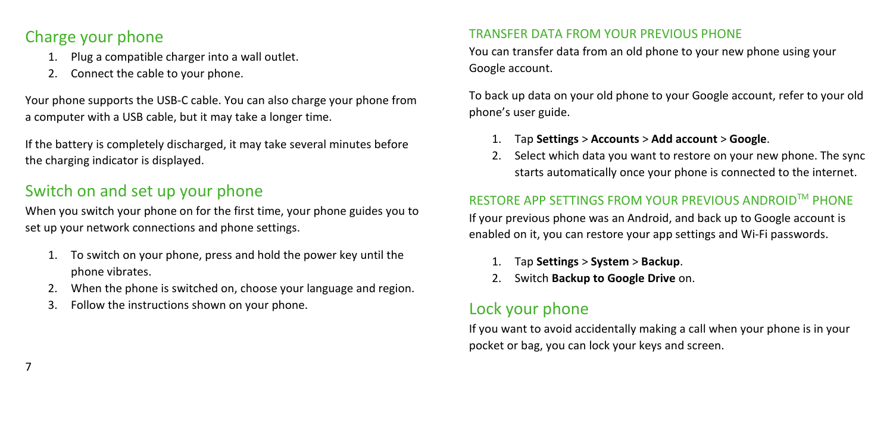## Charge your phone

1. Plug a compatible charger into a wall outlet.
2. Connect the cable to your phone.

Your phone supports the USB-C cable. You can also charge your phone from a computer with a USB cable, but it may take a longer time.

If the battery is completely discharged, it may take several minutes before the charging indicator is displayed.

## Switch on and set up your phone

When you switch your phone on for the first time, your phone guides you to set up your network connections and phone settings.

1. To switch on your phone, press and hold the power key until the phone vibrates.
2. When the phone is switched on, choose your language and region.
3. Follow the instructions shown on your phone.

### TRANSFER DATA FROM YOUR PREVIOUS PHONE

You can transfer data from an old phone to your new phone using your Google account.

To back up data on your old phone to your Google account, refer to your old phone's user guide.

1. Tap **Settings** > **Accounts** > **Add account** > **Google**.
2. Select which data you want to restore on your new phone. The sync starts automatically once your phone is connected to the internet.

### RESTORE APP SETTINGS FROM YOUR PREVIOUS ANDROID™ PHONE

If your previous phone was an Android, and back up to Google account is enabled on it, you can restore your app settings and Wi-Fi passwords.

1. Tap **Settings** > **System** > **Backup**.
2. Switch **Backup to Google Drive** on.

## Lock your phone

If you want to avoid accidentally making a call when your phone is in your pocket or bag, you can lock your keys and screen.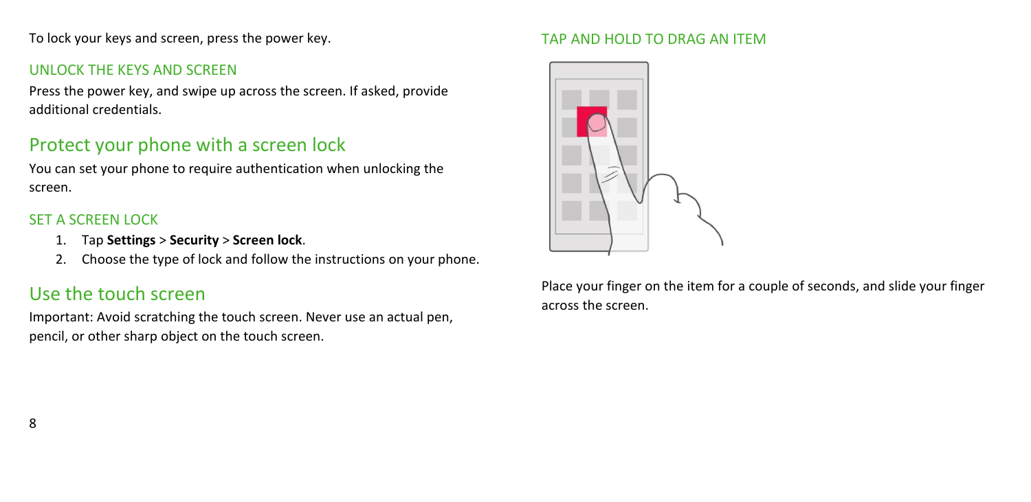To lock your keys and screen, press the power key.

### UNLOCK THE KEYS AND SCREEN

Press the power key, and swipe up across the screen. If asked, provide additional credentials.

## Protect your phone with a screen lock

You can set your phone to require authentication when unlocking the screen.

### SET A SCREEN LOCK

1. Tap **Settings** > **Security** > **Screen lock**.
2. Choose the type of lock and follow the instructions on your phone.

## Use the touch screen

Important: Avoid scratching the touch screen. Never use an actual pen, pencil, or other sharp object on the touch screen.

### TAP AND HOLD TO DRAG AN ITEM

Place your finger on the item for a couple of seconds, and slide your finger across the screen.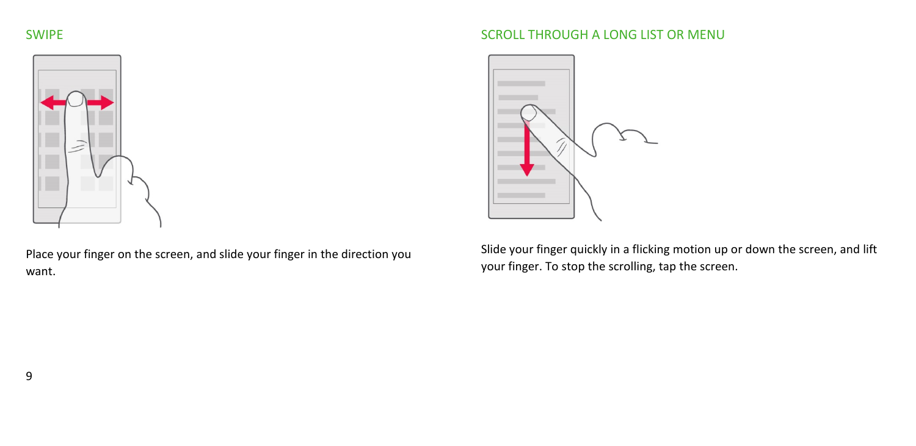## SWIPE

Place your finger on the screen, and slide your finger in the direction you want.

## SCROLL THROUGH A LONG LIST OR MENU

Slide your finger quickly in a flicking motion up or down the screen, and lift your finger. To stop the scrolling, tap the screen.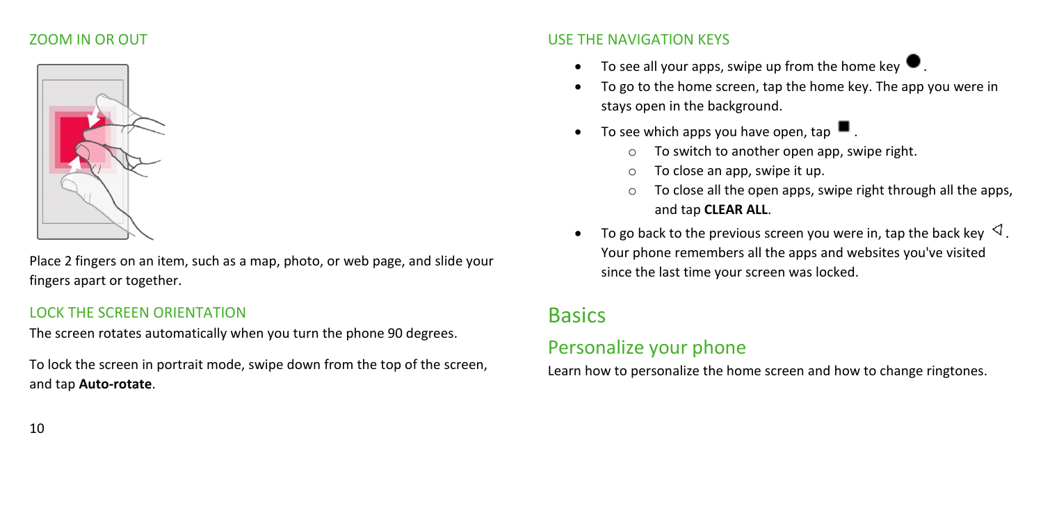### ZOOM IN OR OUT

Place 2 fingers on an item, such as a map, photo, or web page, and slide your fingers apart or together.

### LOCK THE SCREEN ORIENTATION

The screen rotates automatically when you turn the phone 90 degrees.

To lock the screen in portrait mode, swipe down from the top of the screen, and tap **Auto-rotate**.

### USE THE NAVIGATION KEYS

- To see all your apps, swipe up from the home key ●.
- To go to the home screen, tap the home key. The app you were in stays open in the background.
- To see which apps you have open, tap ■.
  - To switch to another open app, swipe right.
  - To close an app, swipe it up.
  - To close all the open apps, swipe right through all the apps, and tap **CLEAR ALL**.
- To go back to the previous screen you were in, tap the back key ◁. Your phone remembers all the apps and websites you've visited since the last time your screen was locked.

# Basics

## Personalize your phone

Learn how to personalize the home screen and how to change ringtones.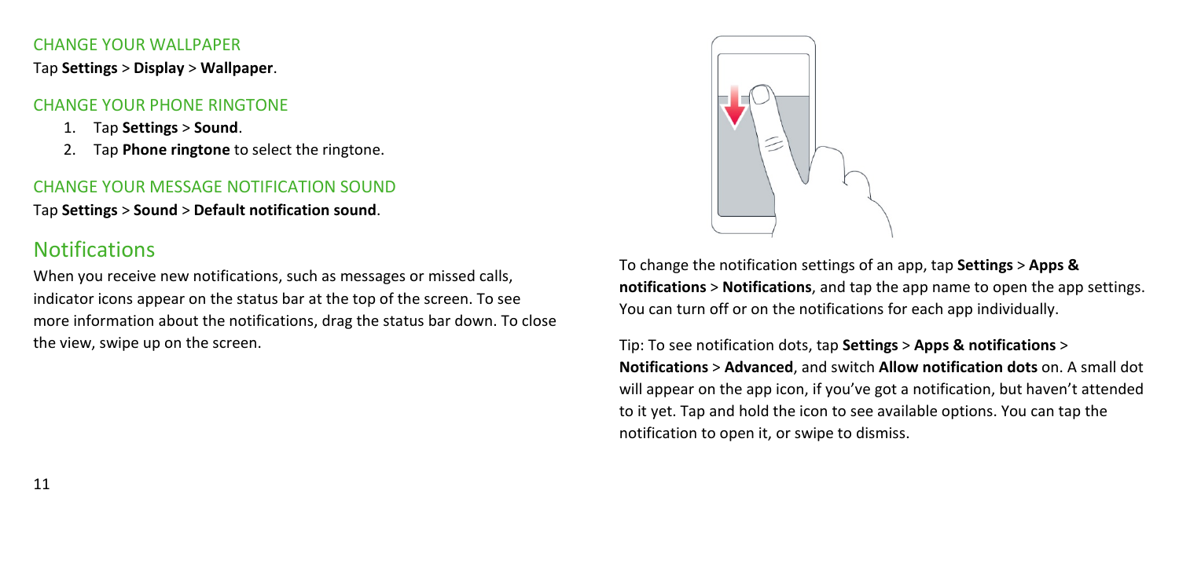### CHANGE YOUR WALLPAPER

Tap **Settings** > **Display** > **Wallpaper**.

### CHANGE YOUR PHONE RINGTONE

1. Tap **Settings** > **Sound**.
2. Tap **Phone ringtone** to select the ringtone.

### CHANGE YOUR MESSAGE NOTIFICATION SOUND

Tap **Settings** > **Sound** > **Default notification sound**.

## Notifications

When you receive new notifications, such as messages or missed calls, indicator icons appear on the status bar at the top of the screen. To see more information about the notifications, drag the status bar down. To close the view, swipe up on the screen.

To change the notification settings of an app, tap **Settings** > **Apps & notifications** > **Notifications**, and tap the app name to open the app settings. You can turn off or on the notifications for each app individually.

Tip: To see notification dots, tap **Settings** > **Apps & notifications** > **Notifications** > **Advanced**, and switch **Allow notification dots** on. A small dot will appear on the app icon, if you've got a notification, but haven't attended to it yet. Tap and hold the icon to see available options. You can tap the notification to open it, or swipe to dismiss.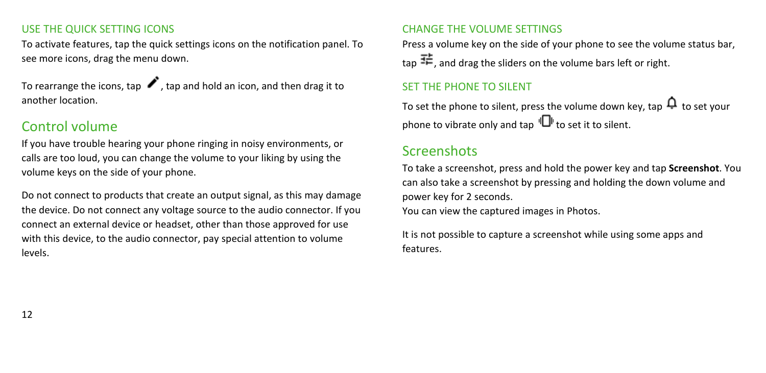### USE THE QUICK SETTING ICONS

To activate features, tap the quick settings icons on the notification panel. To see more icons, drag the menu down.

To rearrange the icons, tap ✏, tap and hold an icon, and then drag it to another location.

## Control volume

If you have trouble hearing your phone ringing in noisy environments, or calls are too loud, you can change the volume to your liking by using the volume keys on the side of your phone.

Do not connect to products that create an output signal, as this may damage the device. Do not connect any voltage source to the audio connector. If you connect an external device or headset, other than those approved for use with this device, to the audio connector, pay special attention to volume levels.

### CHANGE THE VOLUME SETTINGS

Press a volume key on the side of your phone to see the volume status bar, tap ⚙, and drag the sliders on the volume bars left or right.

### SET THE PHONE TO SILENT

To set the phone to silent, press the volume down key, tap 🔔 to set your phone to vibrate only and tap 📳 to set it to silent.

## Screenshots

To take a screenshot, press and hold the power key and tap **Screenshot**. You can also take a screenshot by pressing and holding the down volume and power key for 2 seconds.
You can view the captured images in Photos.

It is not possible to capture a screenshot while using some apps and features.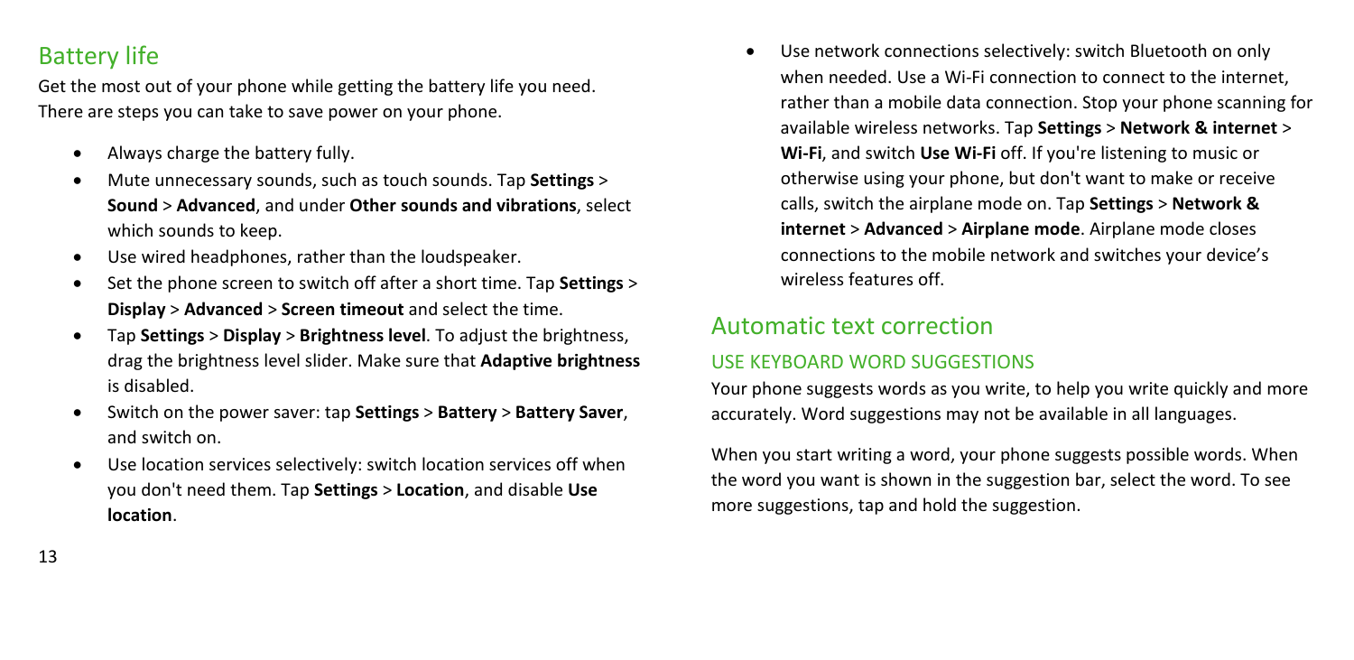## Battery life

Get the most out of your phone while getting the battery life you need. There are steps you can take to save power on your phone.

- Always charge the battery fully.
- Mute unnecessary sounds, such as touch sounds. Tap **Settings** > **Sound** > **Advanced**, and under **Other sounds and vibrations**, select which sounds to keep.
- Use wired headphones, rather than the loudspeaker.
- Set the phone screen to switch off after a short time. Tap **Settings** > **Display** > **Advanced** > **Screen timeout** and select the time.
- Tap **Settings** > **Display** > **Brightness level**. To adjust the brightness, drag the brightness level slider. Make sure that **Adaptive brightness** is disabled.
- Switch on the power saver: tap **Settings** > **Battery** > **Battery Saver**, and switch on.
- Use location services selectively: switch location services off when you don't need them. Tap **Settings** > **Location**, and disable **Use location**.
- Use network connections selectively: switch Bluetooth on only when needed. Use a Wi-Fi connection to connect to the internet, rather than a mobile data connection. Stop your phone scanning for available wireless networks. Tap **Settings** > **Network & internet** > **Wi-Fi**, and switch **Use Wi-Fi** off. If you're listening to music or otherwise using your phone, but don't want to make or receive calls, switch the airplane mode on. Tap **Settings** > **Network & internet** > **Advanced** > **Airplane mode**. Airplane mode closes connections to the mobile network and switches your device's wireless features off.

## Automatic text correction

### USE KEYBOARD WORD SUGGESTIONS

Your phone suggests words as you write, to help you write quickly and more accurately. Word suggestions may not be available in all languages.

When you start writing a word, your phone suggests possible words. When the word you want is shown in the suggestion bar, select the word. To see more suggestions, tap and hold the suggestion.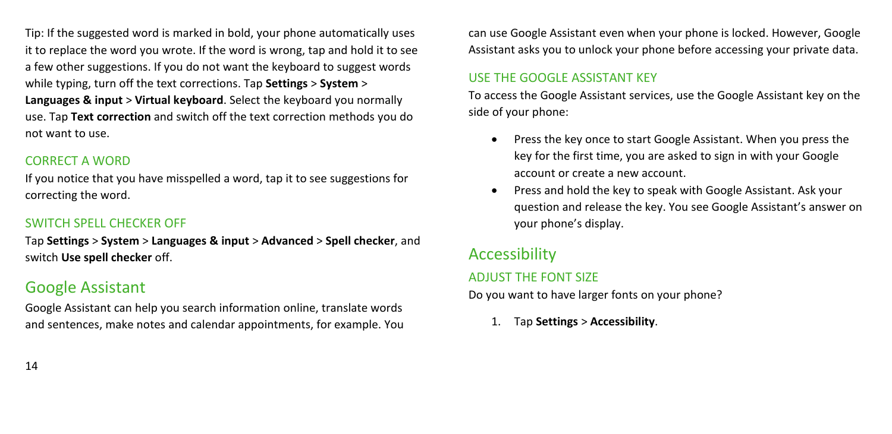Tip: If the suggested word is marked in bold, your phone automatically uses it to replace the word you wrote. If the word is wrong, tap and hold it to see a few other suggestions. If you do not want the keyboard to suggest words while typing, turn off the text corrections. Tap **Settings** > **System** > **Languages & input** > **Virtual keyboard**. Select the keyboard you normally use. Tap **Text correction** and switch off the text correction methods you do not want to use.

### CORRECT A WORD

If you notice that you have misspelled a word, tap it to see suggestions for correcting the word.

### SWITCH SPELL CHECKER OFF

Tap **Settings** > **System** > **Languages & input** > **Advanced** > **Spell checker**, and switch **Use spell checker** off.

## Google Assistant

Google Assistant can help you search information online, translate words and sentences, make notes and calendar appointments, for example. You can use Google Assistant even when your phone is locked. However, Google Assistant asks you to unlock your phone before accessing your private data.

### USE THE GOOGLE ASSISTANT KEY

To access the Google Assistant services, use the Google Assistant key on the side of your phone:

- Press the key once to start Google Assistant. When you press the key for the first time, you are asked to sign in with your Google account or create a new account.
- Press and hold the key to speak with Google Assistant. Ask your question and release the key. You see Google Assistant's answer on your phone's display.

## Accessibility

### ADJUST THE FONT SIZE

Do you want to have larger fonts on your phone?

1. Tap **Settings** > **Accessibility**.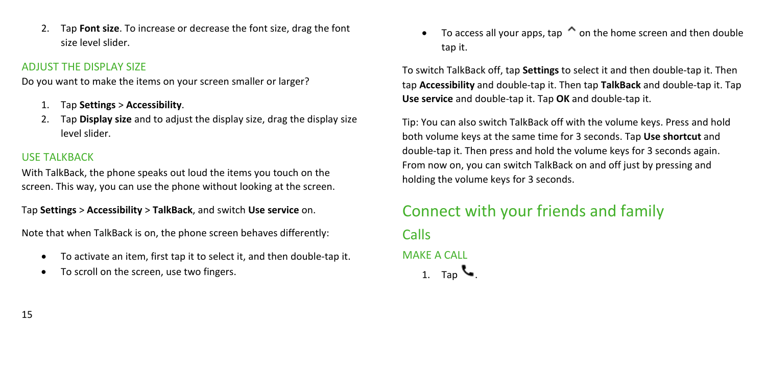2. Tap **Font size**. To increase or decrease the font size, drag the font size level slider.

### ADJUST THE DISPLAY SIZE

Do you want to make the items on your screen smaller or larger?

1. Tap **Settings** > **Accessibility**.
2. Tap **Display size** and to adjust the display size, drag the display size level slider.

### USE TALKBACK

With TalkBack, the phone speaks out loud the items you touch on the screen. This way, you can use the phone without looking at the screen.

Tap **Settings** > **Accessibility** > **TalkBack**, and switch **Use service** on.

Note that when TalkBack is on, the phone screen behaves differently:

- To activate an item, first tap it to select it, and then double-tap it.
- To scroll on the screen, use two fingers.
- To access all your apps, tap ^ on the home screen and then double tap it.

To switch TalkBack off, tap **Settings** to select it and then double-tap it. Then tap **Accessibility** and double-tap it. Then tap **TalkBack** and double-tap it. Tap **Use service** and double-tap it. Tap **OK** and double-tap it.

Tip: You can also switch TalkBack off with the volume keys. Press and hold both volume keys at the same time for 3 seconds. Tap **Use shortcut** and double-tap it. Then press and hold the volume keys for 3 seconds again. From now on, you can switch TalkBack on and off just by pressing and holding the volume keys for 3 seconds.

# Connect with your friends and family

## Calls

### MAKE A CALL

1. Tap 📞.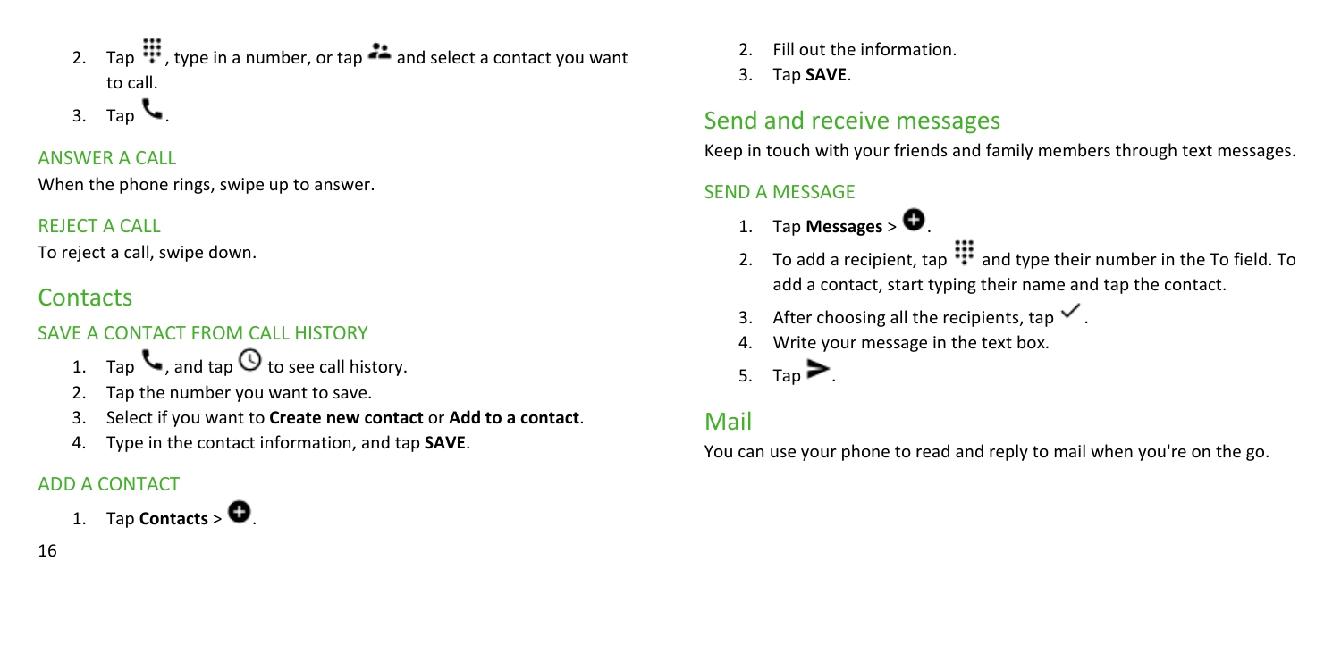2. Tap ⠿, type in a number, or tap 👥 and select a contact you want to call.
3. Tap 📞.

### ANSWER A CALL

When the phone rings, swipe up to answer.

### REJECT A CALL

To reject a call, swipe down.

## Contacts

### SAVE A CONTACT FROM CALL HISTORY

1. Tap 📞, and tap 🕓 to see call history.
2. Tap the number you want to save.
3. Select if you want to **Create new contact** or **Add to a contact**.
4. Type in the contact information, and tap **SAVE**.

### ADD A CONTACT

1. Tap **Contacts** > ⊕.
2. Fill out the information.
3. Tap **SAVE**.

## Send and receive messages

Keep in touch with your friends and family members through text messages.

### SEND A MESSAGE

1. Tap **Messages** > ⊕.
2. To add a recipient, tap ⠿ and type their number in the To field. To add a contact, start typing their name and tap the contact.
3. After choosing all the recipients, tap ✓.
4. Write your message in the text box.
5. Tap ➤.

## Mail

You can use your phone to read and reply to mail when you're on the go.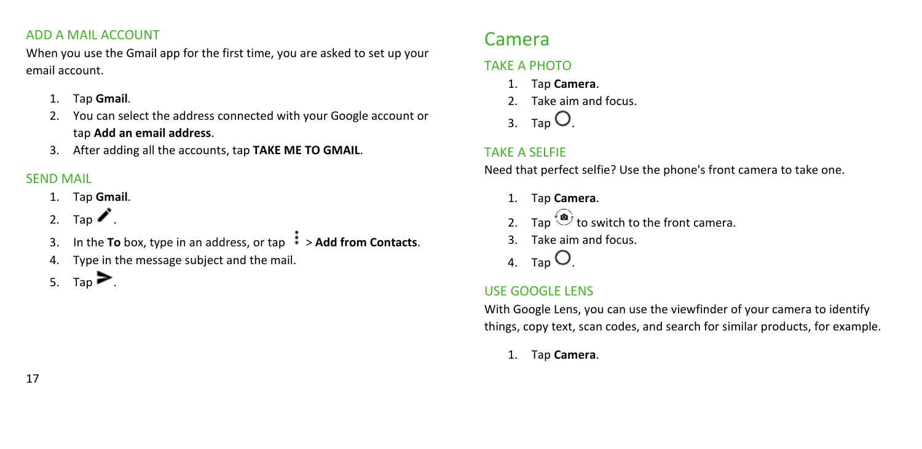### ADD A MAIL ACCOUNT

When you use the Gmail app for the first time, you are asked to set up your email account.

1. Tap **Gmail**.
2. You can select the address connected with your Google account or tap **Add an email address**.
3. After adding all the accounts, tap **TAKE ME TO GMAIL**.

### SEND MAIL

1. Tap **Gmail**.
2. Tap ✏.
3. In the **To** box, type in an address, or tap ⋮ > **Add from Contacts**.
4. Type in the message subject and the mail.
5. Tap ➤.

## Camera

### TAKE A PHOTO

1. Tap **Camera**.
2. Take aim and focus.
3. Tap ○.

### TAKE A SELFIE

Need that perfect selfie? Use the phone's front camera to take one.

1. Tap **Camera**.
2. Tap the switch camera icon to switch to the front camera.
3. Take aim and focus.
4. Tap ○.

### USE GOOGLE LENS

With Google Lens, you can use the viewfinder of your camera to identify things, copy text, scan codes, and search for similar products, for example.

1. Tap **Camera**.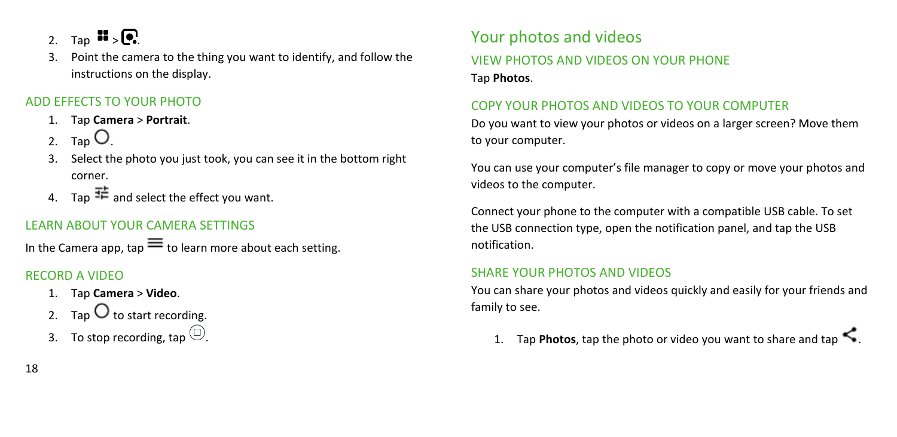2. Tap  > .
3. Point the camera to the thing you want to identify, and follow the instructions on the display.

### ADD EFFECTS TO YOUR PHOTO

1. Tap **Camera** > **Portrait**.
2. Tap .
3. Select the photo you just took, you can see it in the bottom right corner.
4. Tap  and select the effect you want.

### LEARN ABOUT YOUR CAMERA SETTINGS

In the Camera app, tap  to learn more about each setting.

### RECORD A VIDEO

1. Tap **Camera** > **Video**.
2. Tap  to start recording.
3. To stop recording, tap .

## Your photos and videos

### VIEW PHOTOS AND VIDEOS ON YOUR PHONE

Tap **Photos**.

### COPY YOUR PHOTOS AND VIDEOS TO YOUR COMPUTER

Do you want to view your photos or videos on a larger screen? Move them to your computer.

You can use your computer's file manager to copy or move your photos and videos to the computer.

Connect your phone to the computer with a compatible USB cable. To set the USB connection type, open the notification panel, and tap the USB notification.

### SHARE YOUR PHOTOS AND VIDEOS

You can share your photos and videos quickly and easily for your friends and family to see.

1. Tap **Photos**, tap the photo or video you want to share and tap .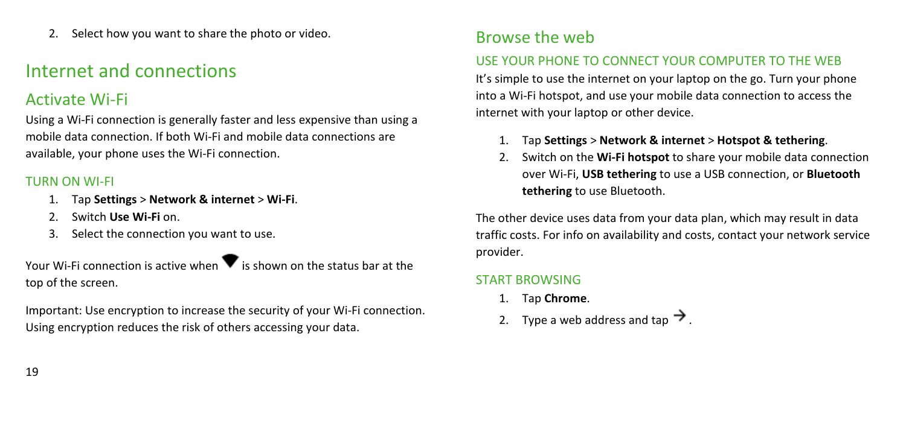2. Select how you want to share the photo or video.

# Internet and connections

## Activate Wi-Fi

Using a Wi-Fi connection is generally faster and less expensive than using a mobile data connection. If both Wi-Fi and mobile data connections are available, your phone uses the Wi-Fi connection.

### TURN ON WI-FI

1. Tap **Settings** > **Network & internet** > **Wi-Fi**.
2. Switch **Use Wi-Fi** on.
3. Select the connection you want to use.

Your Wi-Fi connection is active when ▼ is shown on the status bar at the top of the screen.

Important: Use encryption to increase the security of your Wi-Fi connection. Using encryption reduces the risk of others accessing your data.

## Browse the web

### USE YOUR PHONE TO CONNECT YOUR COMPUTER TO THE WEB

It's simple to use the internet on your laptop on the go. Turn your phone into a Wi-Fi hotspot, and use your mobile data connection to access the internet with your laptop or other device.

1. Tap **Settings** > **Network & internet** > **Hotspot & tethering**.
2. Switch on the **Wi-Fi hotspot** to share your mobile data connection over Wi-Fi, **USB tethering** to use a USB connection, or **Bluetooth tethering** to use Bluetooth.

The other device uses data from your data plan, which may result in data traffic costs. For info on availability and costs, contact your network service provider.

### START BROWSING

1. Tap **Chrome**.
2. Type a web address and tap →.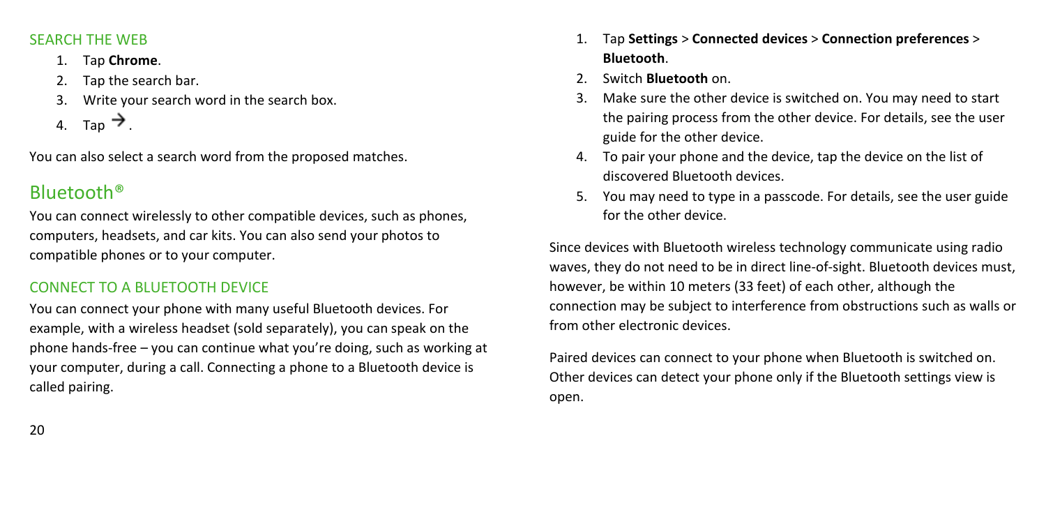### SEARCH THE WEB

1. Tap **Chrome**.
2. Tap the search bar.
3. Write your search word in the search box.
4. Tap →.

You can also select a search word from the proposed matches.

## Bluetooth®

You can connect wirelessly to other compatible devices, such as phones, computers, headsets, and car kits. You can also send your photos to compatible phones or to your computer.

### CONNECT TO A BLUETOOTH DEVICE

You can connect your phone with many useful Bluetooth devices. For example, with a wireless headset (sold separately), you can speak on the phone hands-free – you can continue what you're doing, such as working at your computer, during a call. Connecting a phone to a Bluetooth device is called pairing.

1. Tap **Settings** > **Connected devices** > **Connection preferences** > **Bluetooth**.
2. Switch **Bluetooth** on.
3. Make sure the other device is switched on. You may need to start the pairing process from the other device. For details, see the user guide for the other device.
4. To pair your phone and the device, tap the device on the list of discovered Bluetooth devices.
5. You may need to type in a passcode. For details, see the user guide for the other device.

Since devices with Bluetooth wireless technology communicate using radio waves, they do not need to be in direct line-of-sight. Bluetooth devices must, however, be within 10 meters (33 feet) of each other, although the connection may be subject to interference from obstructions such as walls or from other electronic devices.

Paired devices can connect to your phone when Bluetooth is switched on. Other devices can detect your phone only if the Bluetooth settings view is open.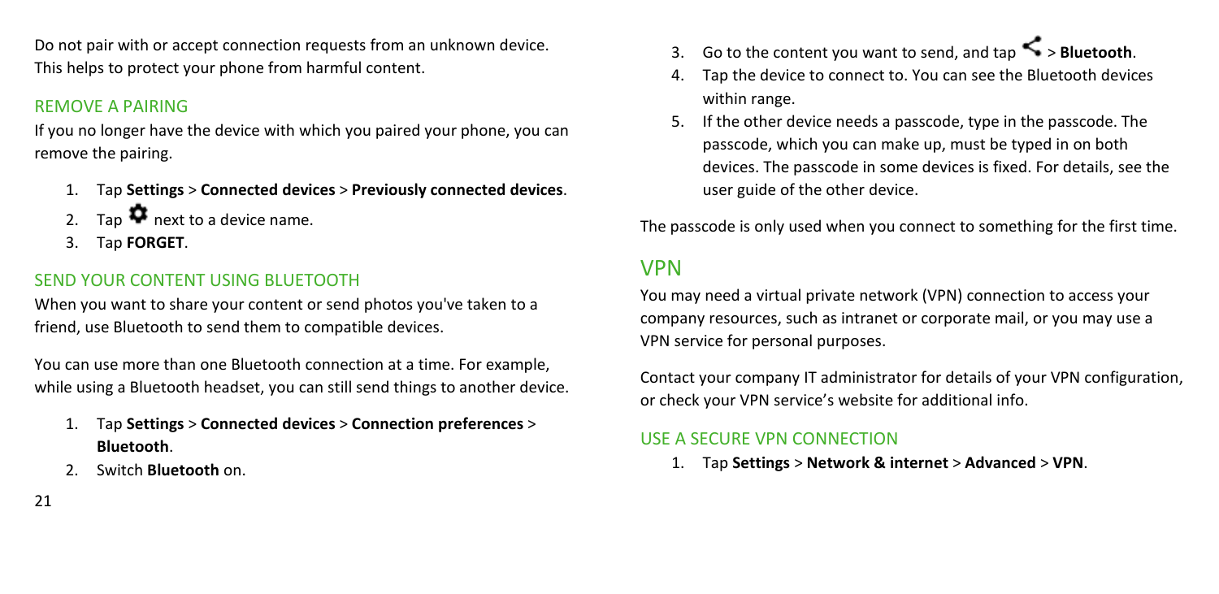Do not pair with or accept connection requests from an unknown device. This helps to protect your phone from harmful content.

### REMOVE A PAIRING

If you no longer have the device with which you paired your phone, you can remove the pairing.

1. Tap **Settings** > **Connected devices** > **Previously connected devices**.
2. Tap ⚙ next to a device name.
3. Tap **FORGET**.

### SEND YOUR CONTENT USING BLUETOOTH

When you want to share your content or send photos you've taken to a friend, use Bluetooth to send them to compatible devices.

You can use more than one Bluetooth connection at a time. For example, while using a Bluetooth headset, you can still send things to another device.

1. Tap **Settings** > **Connected devices** > **Connection preferences** > **Bluetooth**.
2. Switch **Bluetooth** on.
3. Go to the content you want to send, and tap < > **Bluetooth**.
4. Tap the device to connect to. You can see the Bluetooth devices within range.
5. If the other device needs a passcode, type in the passcode. The passcode, which you can make up, must be typed in on both devices. The passcode in some devices is fixed. For details, see the user guide of the other device.

The passcode is only used when you connect to something for the first time.

## VPN

You may need a virtual private network (VPN) connection to access your company resources, such as intranet or corporate mail, or you may use a VPN service for personal purposes.

Contact your company IT administrator for details of your VPN configuration, or check your VPN service's website for additional info.

### USE A SECURE VPN CONNECTION

1. Tap **Settings** > **Network & internet** > **Advanced** > **VPN**.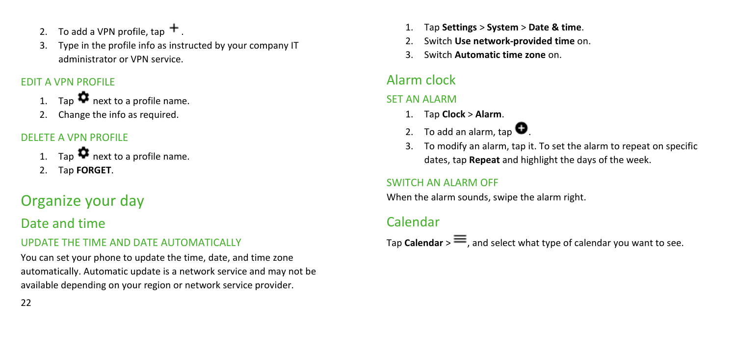2. To add a VPN profile, tap +.
3. Type in the profile info as instructed by your company IT administrator or VPN service.

### EDIT A VPN PROFILE

1. Tap ⚙ next to a profile name.
2. Change the info as required.

### DELETE A VPN PROFILE

1. Tap ⚙ next to a profile name.
2. Tap **FORGET**.

# Organize your day

## Date and time

### UPDATE THE TIME AND DATE AUTOMATICALLY

You can set your phone to update the time, date, and time zone automatically. Automatic update is a network service and may not be available depending on your region or network service provider.

1. Tap **Settings** > **System** > **Date & time**.
2. Switch **Use network-provided time** on.
3. Switch **Automatic time zone** on.

## Alarm clock

### SET AN ALARM

1. Tap **Clock** > **Alarm**.
2. To add an alarm, tap ⊕.
3. To modify an alarm, tap it. To set the alarm to repeat on specific dates, tap **Repeat** and highlight the days of the week.

### SWITCH AN ALARM OFF

When the alarm sounds, swipe the alarm right.

## Calendar

Tap **Calendar** > ≡, and select what type of calendar you want to see.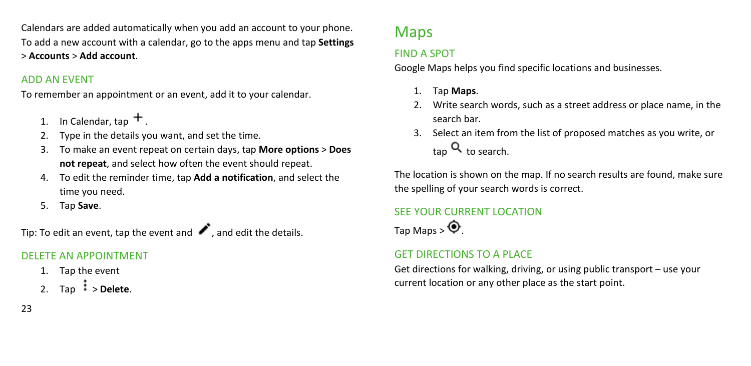Calendars are added automatically when you add an account to your phone. To add a new account with a calendar, go to the apps menu and tap **Settings** > **Accounts** > **Add account**.

### ADD AN EVENT

To remember an appointment or an event, add it to your calendar.

1. In Calendar, tap +.
2. Type in the details you want, and set the time.
3. To make an event repeat on certain days, tap **More options** > **Does not repeat**, and select how often the event should repeat.
4. To edit the reminder time, tap **Add a notification**, and select the time you need.
5. Tap **Save**.

Tip: To edit an event, tap the event and ✎, and edit the details.

### DELETE AN APPOINTMENT

1. Tap the event
2. Tap ⋮ > **Delete**.

## Maps

### FIND A SPOT

Google Maps helps you find specific locations and businesses.

1. Tap **Maps**.
2. Write search words, such as a street address or place name, in the search bar.
3. Select an item from the list of proposed matches as you write, or tap 🔍 to search.

The location is shown on the map. If no search results are found, make sure the spelling of your search words is correct.

### SEE YOUR CURRENT LOCATION

Tap Maps > ⊙.

### GET DIRECTIONS TO A PLACE

Get directions for walking, driving, or using public transport – use your current location or any other place as the start point.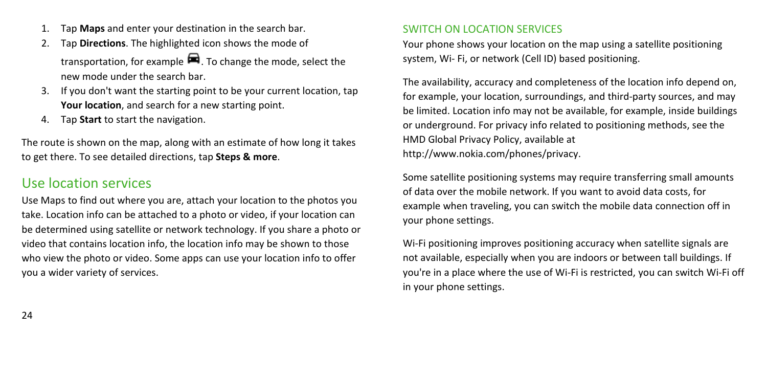1. Tap **Maps** and enter your destination in the search bar.
2. Tap **Directions**. The highlighted icon shows the mode of transportation, for example 🚗. To change the mode, select the new mode under the search bar.
3. If you don't want the starting point to be your current location, tap **Your location**, and search for a new starting point.
4. Tap **Start** to start the navigation.

The route is shown on the map, along with an estimate of how long it takes to get there. To see detailed directions, tap **Steps & more**.

## Use location services

Use Maps to find out where you are, attach your location to the photos you take. Location info can be attached to a photo or video, if your location can be determined using satellite or network technology. If you share a photo or video that contains location info, the location info may be shown to those who view the photo or video. Some apps can use your location info to offer you a wider variety of services.

### SWITCH ON LOCATION SERVICES

Your phone shows your location on the map using a satellite positioning system, Wi- Fi, or network (Cell ID) based positioning.

The availability, accuracy and completeness of the location info depend on, for example, your location, surroundings, and third-party sources, and may be limited. Location info may not be available, for example, inside buildings or underground. For privacy info related to positioning methods, see the HMD Global Privacy Policy, available at http://www.nokia.com/phones/privacy.

Some satellite positioning systems may require transferring small amounts of data over the mobile network. If you want to avoid data costs, for example when traveling, you can switch the mobile data connection off in your phone settings.

Wi-Fi positioning improves positioning accuracy when satellite signals are not available, especially when you are indoors or between tall buildings. If you're in a place where the use of Wi-Fi is restricted, you can switch Wi-Fi off in your phone settings.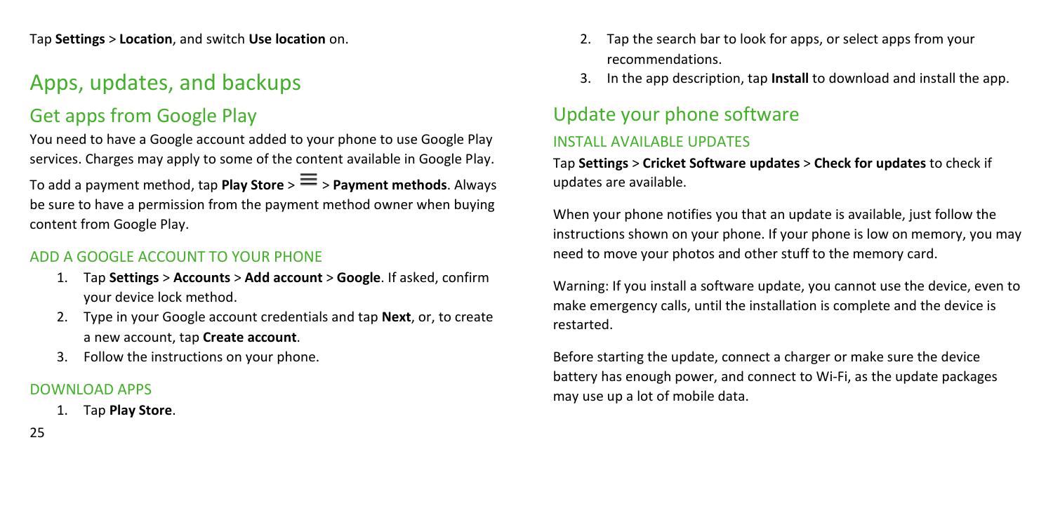Tap **Settings** > **Location**, and switch **Use location** on.

# Apps, updates, and backups

## Get apps from Google Play

You need to have a Google account added to your phone to use Google Play services. Charges may apply to some of the content available in Google Play.

To add a payment method, tap **Play Store** > ☰ > **Payment methods**. Always be sure to have a permission from the payment method owner when buying content from Google Play.

### ADD A GOOGLE ACCOUNT TO YOUR PHONE

1. Tap **Settings** > **Accounts** > **Add account** > **Google**. If asked, confirm your device lock method.
2. Type in your Google account credentials and tap **Next**, or, to create a new account, tap **Create account**.
3. Follow the instructions on your phone.

### DOWNLOAD APPS

1. Tap **Play Store**.
2. Tap the search bar to look for apps, or select apps from your recommendations.
3. In the app description, tap **Install** to download and install the app.

## Update your phone software

### INSTALL AVAILABLE UPDATES

Tap **Settings** > **Cricket Software updates** > **Check for updates** to check if updates are available.

When your phone notifies you that an update is available, just follow the instructions shown on your phone. If your phone is low on memory, you may need to move your photos and other stuff to the memory card.

Warning: If you install a software update, you cannot use the device, even to make emergency calls, until the installation is complete and the device is restarted.

Before starting the update, connect a charger or make sure the device battery has enough power, and connect to Wi-Fi, as the update packages may use up a lot of mobile data.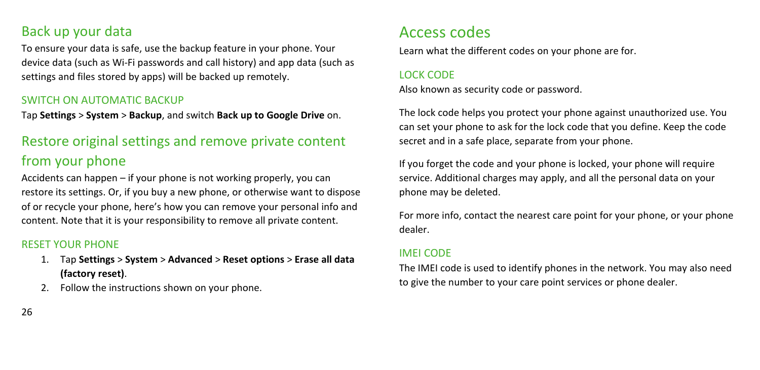## Back up your data

To ensure your data is safe, use the backup feature in your phone. Your device data (such as Wi-Fi passwords and call history) and app data (such as settings and files stored by apps) will be backed up remotely.

### SWITCH ON AUTOMATIC BACKUP

Tap **Settings** > **System** > **Backup**, and switch **Back up to Google Drive** on.

## Restore original settings and remove private content from your phone

Accidents can happen – if your phone is not working properly, you can restore its settings. Or, if you buy a new phone, or otherwise want to dispose of or recycle your phone, here's how you can remove your personal info and content. Note that it is your responsibility to remove all private content.

### RESET YOUR PHONE

1. Tap **Settings** > **System** > **Advanced** > **Reset options** > **Erase all data (factory reset)**.
2. Follow the instructions shown on your phone.

# Access codes

Learn what the different codes on your phone are for.

### LOCK CODE

Also known as security code or password.

The lock code helps you protect your phone against unauthorized use. You can set your phone to ask for the lock code that you define. Keep the code secret and in a safe place, separate from your phone.

If you forget the code and your phone is locked, your phone will require service. Additional charges may apply, and all the personal data on your phone may be deleted.

For more info, contact the nearest care point for your phone, or your phone dealer.

### IMEI CODE

The IMEI code is used to identify phones in the network. You may also need to give the number to your care point services or phone dealer.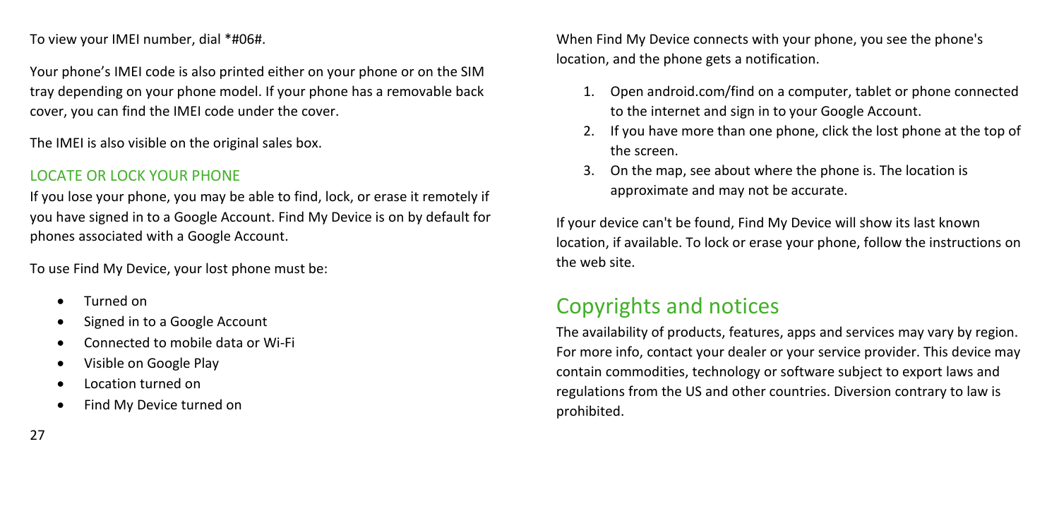To view your IMEI number, dial *#06#.

Your phone's IMEI code is also printed either on your phone or on the SIM tray depending on your phone model. If your phone has a removable back cover, you can find the IMEI code under the cover.

The IMEI is also visible on the original sales box.

### LOCATE OR LOCK YOUR PHONE

If you lose your phone, you may be able to find, lock, or erase it remotely if you have signed in to a Google Account. Find My Device is on by default for phones associated with a Google Account.

To use Find My Device, your lost phone must be:

- Turned on
- Signed in to a Google Account
- Connected to mobile data or Wi-Fi
- Visible on Google Play
- Location turned on
- Find My Device turned on

When Find My Device connects with your phone, you see the phone's location, and the phone gets a notification.

1. Open android.com/find on a computer, tablet or phone connected to the internet and sign in to your Google Account.
2. If you have more than one phone, click the lost phone at the top of the screen.
3. On the map, see about where the phone is. The location is approximate and may not be accurate.

If your device can't be found, Find My Device will show its last known location, if available. To lock or erase your phone, follow the instructions on the web site.

## Copyrights and notices

The availability of products, features, apps and services may vary by region. For more info, contact your dealer or your service provider. This device may contain commodities, technology or software subject to export laws and regulations from the US and other countries. Diversion contrary to law is prohibited.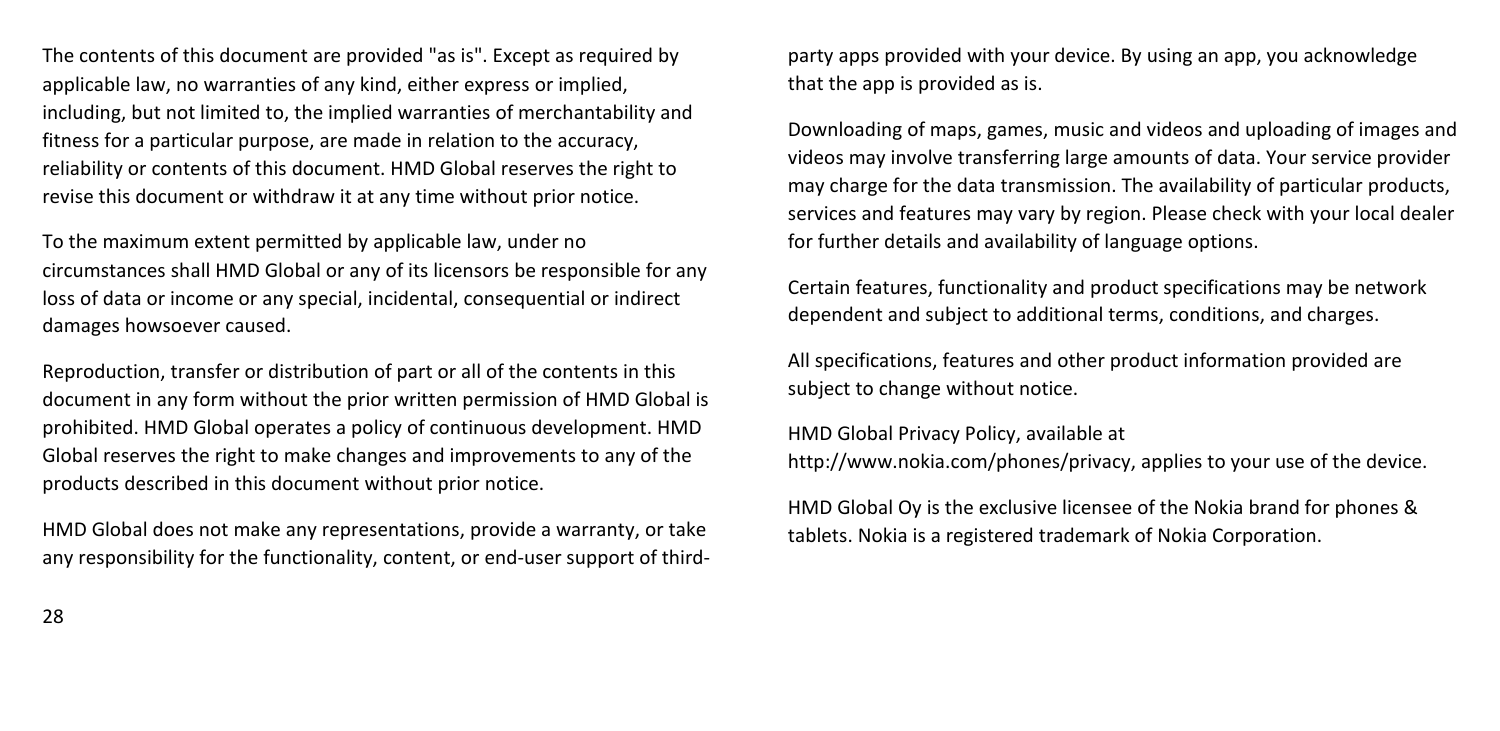The contents of this document are provided "as is". Except as required by applicable law, no warranties of any kind, either express or implied, including, but not limited to, the implied warranties of merchantability and fitness for a particular purpose, are made in relation to the accuracy, reliability or contents of this document. HMD Global reserves the right to revise this document or withdraw it at any time without prior notice.

To the maximum extent permitted by applicable law, under no circumstances shall HMD Global or any of its licensors be responsible for any loss of data or income or any special, incidental, consequential or indirect damages howsoever caused.

Reproduction, transfer or distribution of part or all of the contents in this document in any form without the prior written permission of HMD Global is prohibited. HMD Global operates a policy of continuous development. HMD Global reserves the right to make changes and improvements to any of the products described in this document without prior notice.

HMD Global does not make any representations, provide a warranty, or take any responsibility for the functionality, content, or end-user support of third-party apps provided with your device. By using an app, you acknowledge that the app is provided as is.

Downloading of maps, games, music and videos and uploading of images and videos may involve transferring large amounts of data. Your service provider may charge for the data transmission. The availability of particular products, services and features may vary by region. Please check with your local dealer for further details and availability of language options.

Certain features, functionality and product specifications may be network dependent and subject to additional terms, conditions, and charges.

All specifications, features and other product information provided are subject to change without notice.

HMD Global Privacy Policy, available at http://www.nokia.com/phones/privacy, applies to your use of the device.

HMD Global Oy is the exclusive licensee of the Nokia brand for phones & tablets. Nokia is a registered trademark of Nokia Corporation.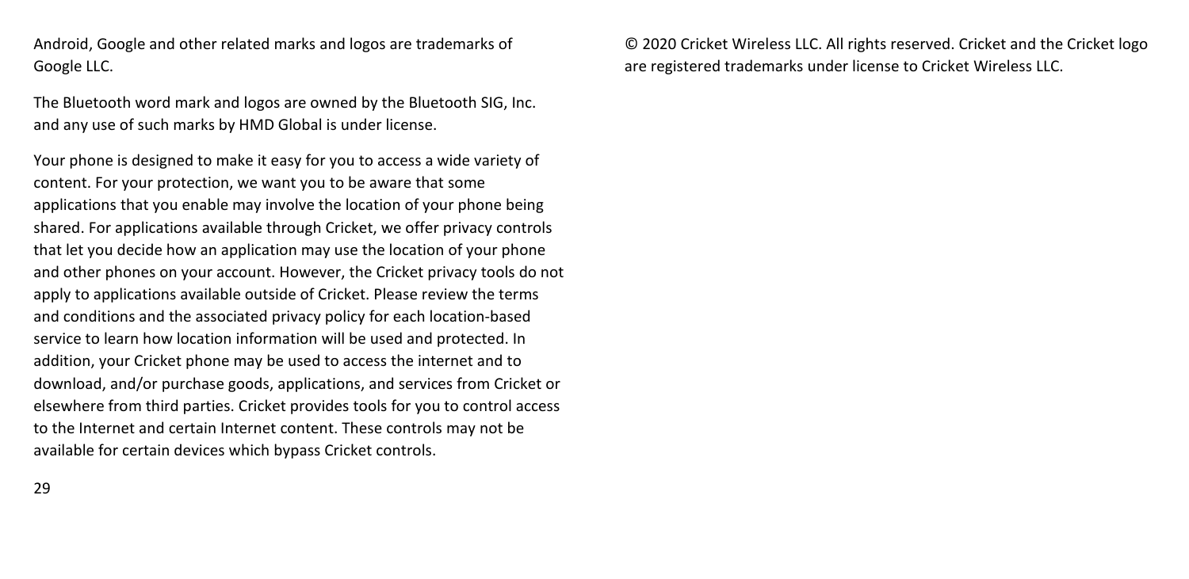Android, Google and other related marks and logos are trademarks of Google LLC.

The Bluetooth word mark and logos are owned by the Bluetooth SIG, Inc. and any use of such marks by HMD Global is under license.

Your phone is designed to make it easy for you to access a wide variety of content. For your protection, we want you to be aware that some applications that you enable may involve the location of your phone being shared. For applications available through Cricket, we offer privacy controls that let you decide how an application may use the location of your phone and other phones on your account. However, the Cricket privacy tools do not apply to applications available outside of Cricket. Please review the terms and conditions and the associated privacy policy for each location-based service to learn how location information will be used and protected. In addition, your Cricket phone may be used to access the internet and to download, and/or purchase goods, applications, and services from Cricket or elsewhere from third parties. Cricket provides tools for you to control access to the Internet and certain Internet content. These controls may not be available for certain devices which bypass Cricket controls.

© 2020 Cricket Wireless LLC. All rights reserved. Cricket and the Cricket logo are registered trademarks under license to Cricket Wireless LLC.